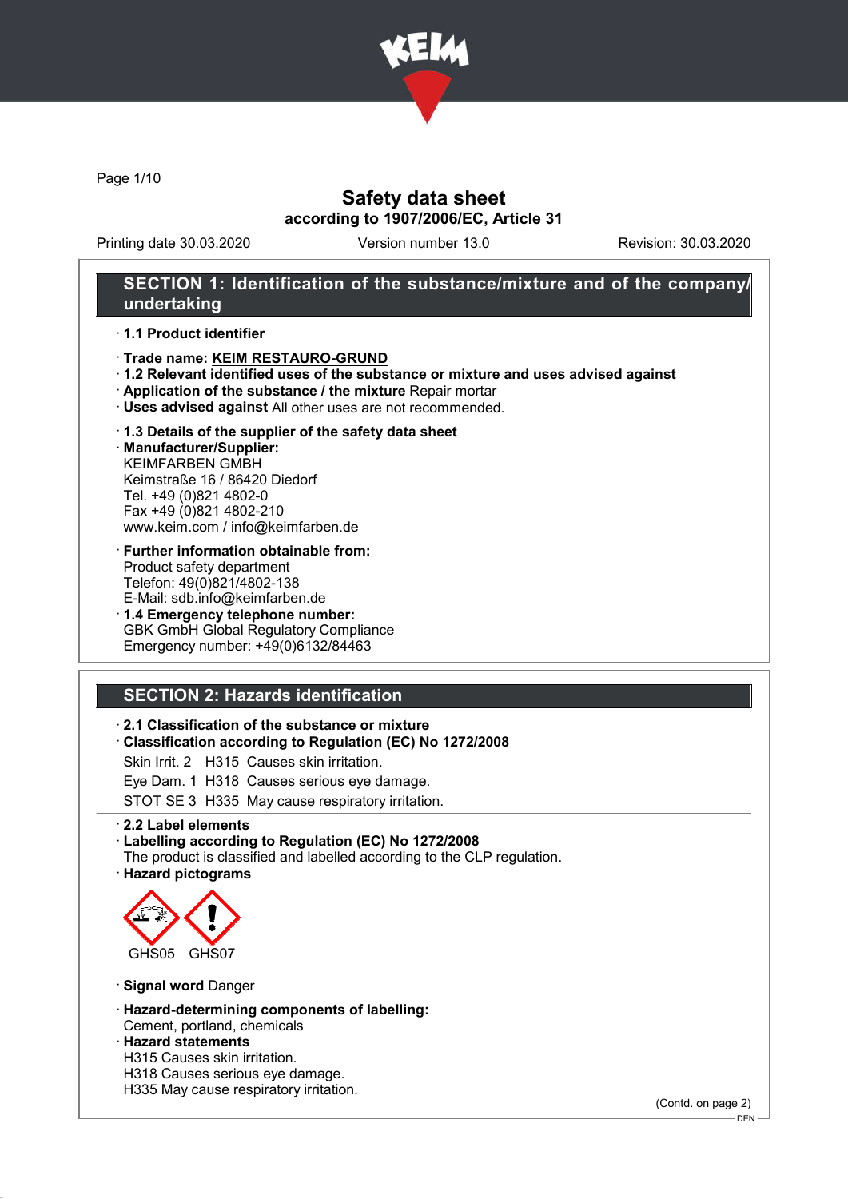# Safety data sheet

**according to 1907/2006/EC, Article 31**

Printing date 30.03.2020 | Version number 13.0 | Revision: 30.03.2020

## SECTION 1: Identification of the substance/mixture and of the company/undertaking

- **1.1 Product identifier**
- **Trade name: KEIM RESTAURO-GRUND**
- **1.2 Relevant identified uses of the substance or mixture and uses advised against**
- **Application of the substance / the mixture** Repair mortar
- **Uses advised against** All other uses are not recommended.
- **1.3 Details of the supplier of the safety data sheet**
- **Manufacturer/Supplier:**
  KEIMFARBEN GMBH
  Keimstraße 16 / 86420 Diedorf
  Tel. +49 (0)821 4802-0
  Fax +49 (0)821 4802-210
  www.keim.com / info@keimfarben.de
- **Further information obtainable from:**
  Product safety department
  Telefon: 49(0)821/4802-138
  E-Mail: sdb.info@keimfarben.de
- **1.4 Emergency telephone number:**
  GBK GmbH Global Regulatory Compliance
  Emergency number: +49(0)6132/84463

## SECTION 2: Hazards identification

- **2.1 Classification of the substance or mixture**
- **Classification according to Regulation (EC) No 1272/2008**

  Skin Irrit. 2 H315 Causes skin irritation.

  Eye Dam. 1 H318 Causes serious eye damage.

  STOT SE 3 H335 May cause respiratory irritation.

- **2.2 Label elements**
- **Labelling according to Regulation (EC) No 1272/2008**
  The product is classified and labelled according to the CLP regulation.
- **Hazard pictograms**

  GHS05 GHS07

- **Signal word** Danger
- **Hazard-determining components of labelling:**
  Cement, portland, chemicals
- **Hazard statements**
  H315 Causes skin irritation.
  H318 Causes serious eye damage.
  H335 May cause respiratory irritation.

(Contd. on page 2)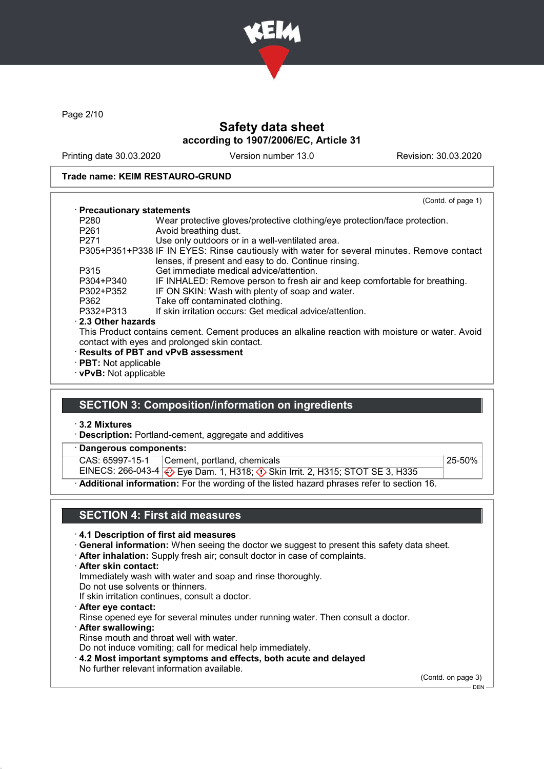**Safety data sheet**
**according to 1907/2006/EC, Article 31**

Printing date 30.03.2020 Version number 13.0 Revision: 30.03.2020

**Trade name: KEIM RESTAURO-GRUND**

(Contd. of page 1)

· **Precautionary statements**

| | |
|---|---|
| P280 | Wear protective gloves/protective clothing/eye protection/face protection. |
| P261 | Avoid breathing dust. |
| P271 | Use only outdoors or in a well-ventilated area. |
| P305+P351+P338 | IF IN EYES: Rinse cautiously with water for several minutes. Remove contact lenses, if present and easy to do. Continue rinsing. |
| P315 | Get immediate medical advice/attention. |
| P304+P340 | IF INHALED: Remove person to fresh air and keep comfortable for breathing. |
| P302+P352 | IF ON SKIN: Wash with plenty of soap and water. |
| P362 | Take off contaminated clothing. |
| P332+P313 | If skin irritation occurs: Get medical advice/attention. |

· **2.3 Other hazards**
This Product contains cement. Cement produces an alkaline reaction with moisture or water. Avoid contact with eyes and prolonged skin contact.

· **Results of PBT and vPvB assessment**
· **PBT:** Not applicable
· **vPvB:** Not applicable

## SECTION 3: Composition/information on ingredients

· **3.2 Mixtures**
· **Description:** Portland-cement, aggregate and additives

· **Dangerous components:**

| | | |
|---|---|---|
| CAS: 65997-15-1<br>EINECS: 266-043-4 | Cement, portland, chemicals<br>Eye Dam. 1, H318; Skin Irrit. 2, H315; STOT SE 3, H335 | 25-50% |

· **Additional information:** For the wording of the listed hazard phrases refer to section 16.

## SECTION 4: First aid measures

· **4.1 Description of first aid measures**
· **General information:** When seeing the doctor we suggest to present this safety data sheet.
· **After inhalation:** Supply fresh air; consult doctor in case of complaints.
· **After skin contact:**
Immediately wash with water and soap and rinse thoroughly.
Do not use solvents or thinners.
If skin irritation continues, consult a doctor.
· **After eye contact:**
Rinse opened eye for several minutes under running water. Then consult a doctor.
· **After swallowing:**
Rinse mouth and throat well with water.
Do not induce vomiting; call for medical help immediately.
· **4.2 Most important symptoms and effects, both acute and delayed**
No further relevant information available.

(Contd. on page 3)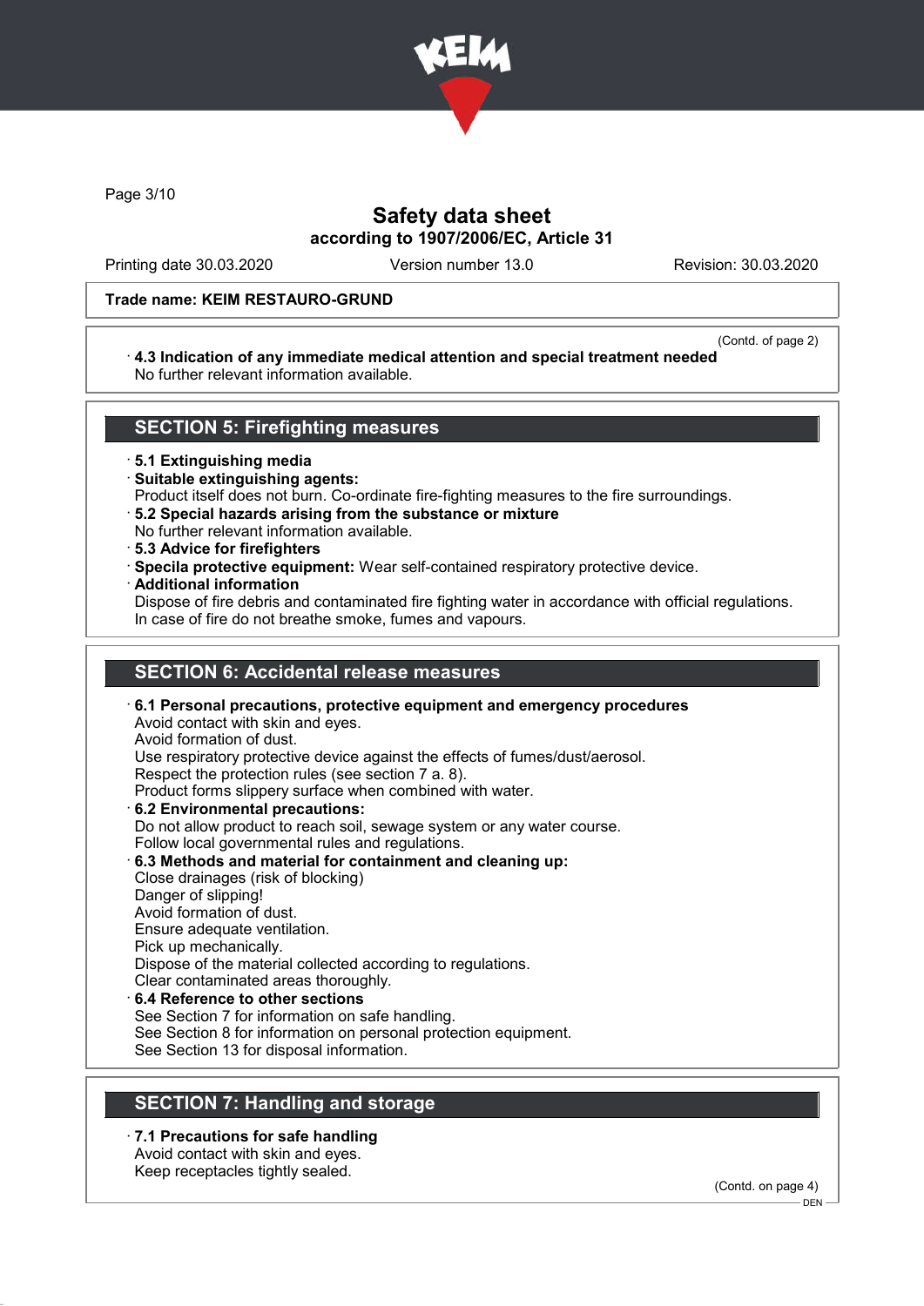Trade name: KEIM RESTAURO-GRUND

(Contd. of page 2)

· **4.3 Indication of any immediate medical attention and special treatment needed**
No further relevant information available.

## SECTION 5: Firefighting measures

· **5.1 Extinguishing media**
· **Suitable extinguishing agents:**
Product itself does not burn. Co-ordinate fire-fighting measures to the fire surroundings.
· **5.2 Special hazards arising from the substance or mixture**
No further relevant information available.
· **5.3 Advice for firefighters**
· **Specila protective equipment:** Wear self-contained respiratory protective device.
· **Additional information**
Dispose of fire debris and contaminated fire fighting water in accordance with official regulations.
In case of fire do not breathe smoke, fumes and vapours.

## SECTION 6: Accidental release measures

· **6.1 Personal precautions, protective equipment and emergency procedures**
Avoid contact with skin and eyes.
Avoid formation of dust.
Use respiratory protective device against the effects of fumes/dust/aerosol.
Respect the protection rules (see section 7 a. 8).
Product forms slippery surface when combined with water.
· **6.2 Environmental precautions:**
Do not allow product to reach soil, sewage system or any water course.
Follow local governmental rules and regulations.
· **6.3 Methods and material for containment and cleaning up:**
Close drainages (risk of blocking)
Danger of slipping!
Avoid formation of dust.
Ensure adequate ventilation.
Pick up mechanically.
Dispose of the material collected according to regulations.
Clear contaminated areas thoroughly.
· **6.4 Reference to other sections**
See Section 7 for information on safe handling.
See Section 8 for information on personal protection equipment.
See Section 13 for disposal information.

## SECTION 7: Handling and storage

· **7.1 Precautions for safe handling**
Avoid contact with skin and eyes.
Keep receptacles tightly sealed.

(Contd. on page 4)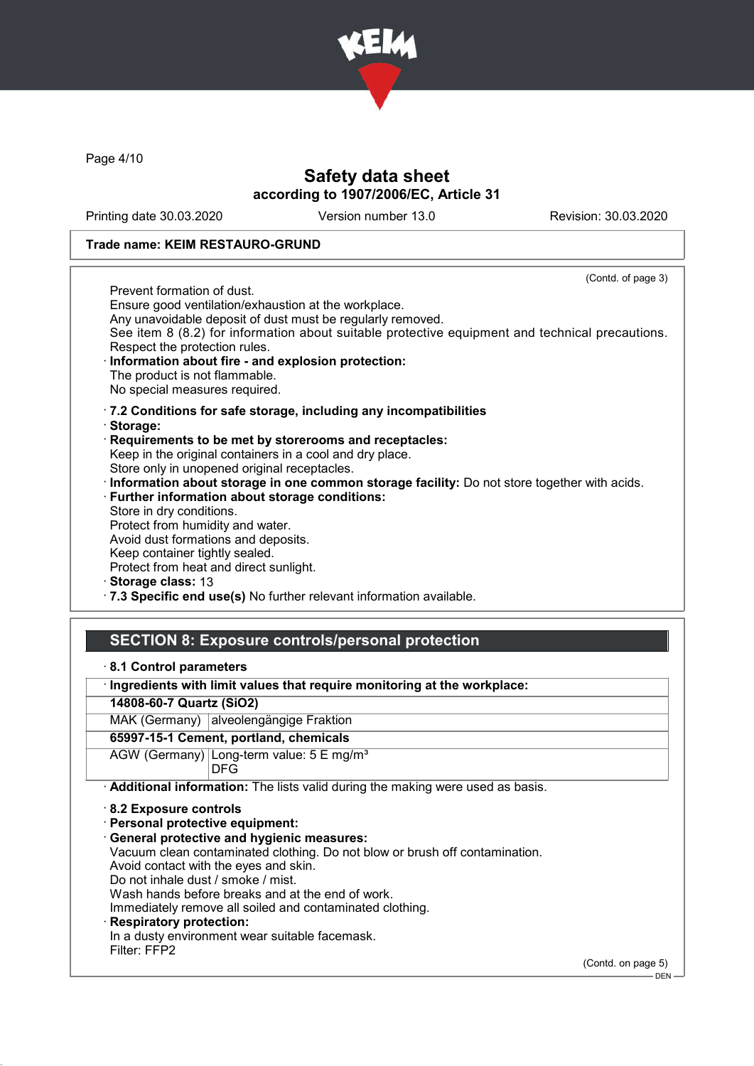Trade name: KEIM RESTAURO-GRUND

(Contd. of page 3)

Prevent formation of dust.
Ensure good ventilation/exhaustion at the workplace.
Any unavoidable deposit of dust must be regularly removed.
See item 8 (8.2) for information about suitable protective equipment and technical precautions.
Respect the protection rules.

· **Information about fire - and explosion protection:**
The product is not flammable.
No special measures required.

· **7.2 Conditions for safe storage, including any incompatibilities**
· **Storage:**
· **Requirements to be met by storerooms and receptacles:**
Keep in the original containers in a cool and dry place.
Store only in unopened original receptacles.
· **Information about storage in one common storage facility:** Do not store together with acids.
· **Further information about storage conditions:**
Store in dry conditions.
Protect from humidity and water.
Avoid dust formations and deposits.
Keep container tightly sealed.
Protect from heat and direct sunlight.
· **Storage class:** 13
· **7.3 Specific end use(s)** No further relevant information available.

## SECTION 8: Exposure controls/personal protection

· **8.1 Control parameters**

| · **Ingredients with limit values that require monitoring at the workplace:** | |
|---|---|
| **14808-60-7 Quartz ($SiO_2$)** | |
| MAK (Germany) | alveolengängige Fraktion |
| **65997-15-1 Cement, portland, chemicals** | |
| AGW (Germany) | Long-term value: 5 E mg/m³<br>DFG |

· **Additional information:** The lists valid during the making were used as basis.

· **8.2 Exposure controls**
· **Personal protective equipment:**
· **General protective and hygienic measures:**
Vacuum clean contaminated clothing. Do not blow or brush off contamination.
Avoid contact with the eyes and skin.
Do not inhale dust / smoke / mist.
Wash hands before breaks and at the end of work.
Immediately remove all soiled and contaminated clothing.
· **Respiratory protection:**
In a dusty environment wear suitable facemask.
Filter: FFP2

(Contd. on page 5)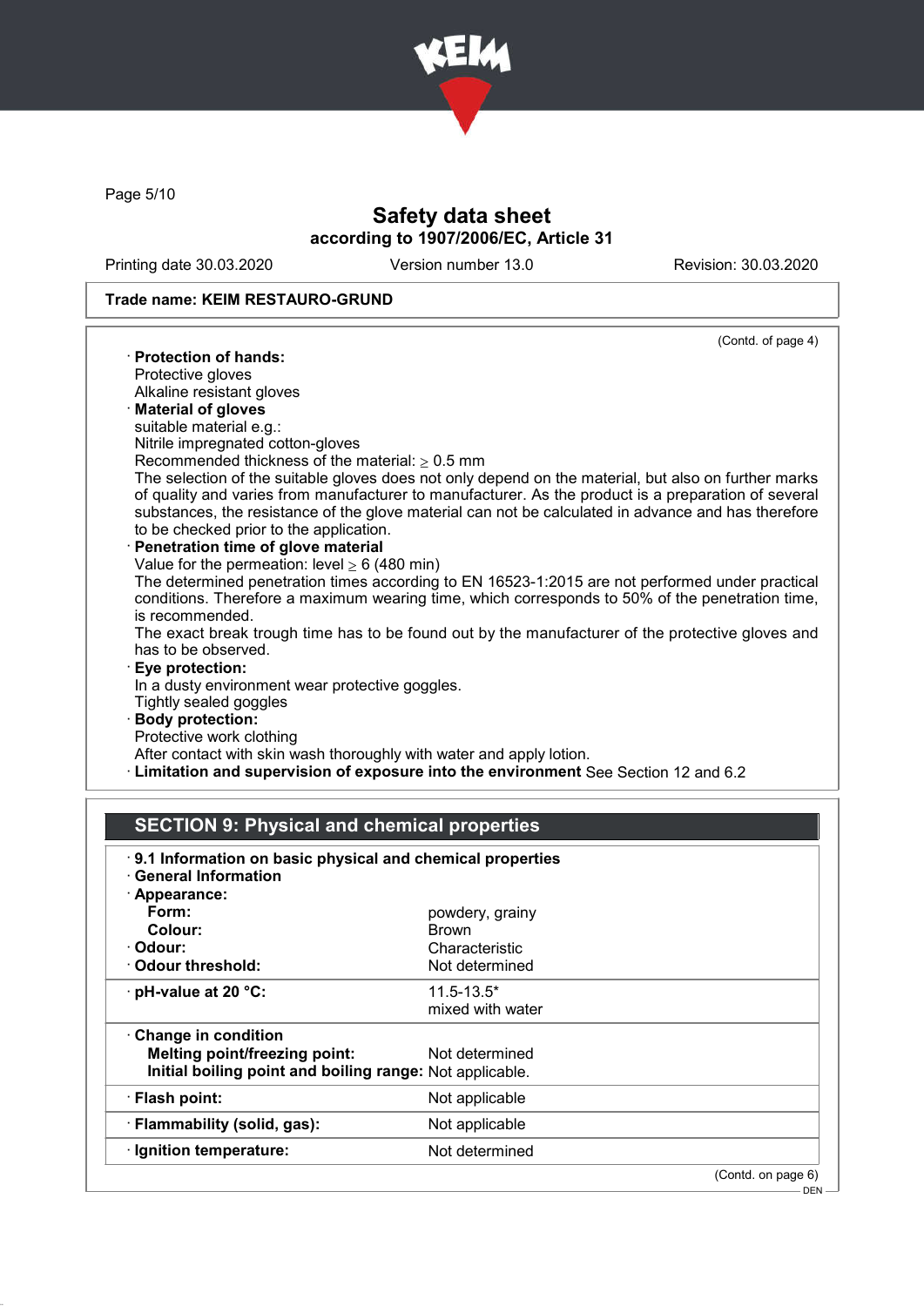Trade name: KEIM RESTAURO-GRUND

(Contd. of page 4)

· **Protection of hands:**
Protective gloves
Alkaline resistant gloves

· **Material of gloves**
suitable material e.g.:
Nitrile impregnated cotton-gloves
Recommended thickness of the material: ≥ 0.5 mm
The selection of the suitable gloves does not only depend on the material, but also on further marks of quality and varies from manufacturer to manufacturer. As the product is a preparation of several substances, the resistance of the glove material can not be calculated in advance and has therefore to be checked prior to the application.

· **Penetration time of glove material**
Value for the permeation: level ≥ 6 (480 min)
The determined penetration times according to EN 16523-1:2015 are not performed under practical conditions. Therefore a maximum wearing time, which corresponds to 50% of the penetration time, is recommended.
The exact break trough time has to be found out by the manufacturer of the protective gloves and has to be observed.

· **Eye protection:**
In a dusty environment wear protective goggles.
Tightly sealed goggles

· **Body protection:**
Protective work clothing
After contact with skin wash thoroughly with water and apply lotion.

· **Limitation and supervision of exposure into the environment** See Section 12 and 6.2

## SECTION 9: Physical and chemical properties

· **9.1 Information on basic physical and chemical properties**

· **General Information**

| Property | Value |
|---|---|
| · **Appearance:** | |
| **Form:** | powdery, grainy |
| **Colour:** | Brown |
| · **Odour:** | Characteristic |
| · **Odour threshold:** | Not determined |
| · **pH-value at 20 °C:** | 11.5-13.5* mixed with water |
| · **Change in condition** | |
| **Melting point/freezing point:** | Not determined |
| **Initial boiling point and boiling range:** | Not applicable. |
| · **Flash point:** | Not applicable |
| · **Flammability (solid, gas):** | Not applicable |
| · **Ignition temperature:** | Not determined |

(Contd. on page 6)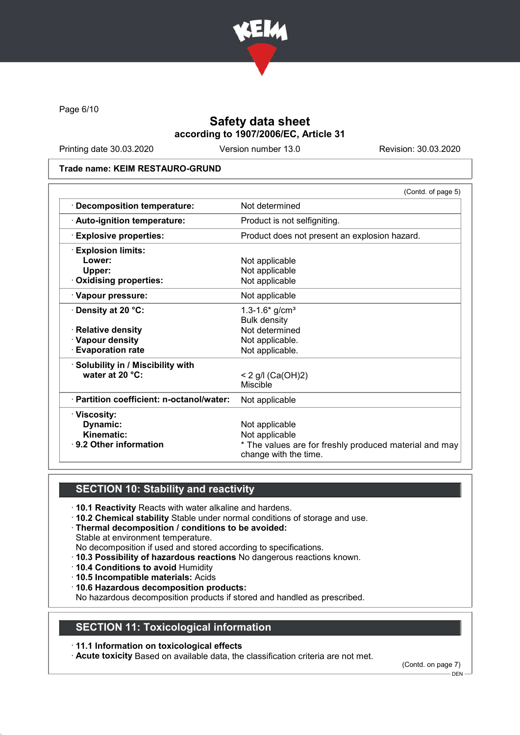# Safety data sheet

**according to 1907/2006/EC, Article 31**

Printing date 30.03.2020 | Version number 13.0 | Revision: 30.03.2020

**Trade name: KEIM RESTAURO-GRUND**

(Contd. of page 5)

| | |
|---|---|
| · **Decomposition temperature:** | Not determined |
| · **Auto-ignition temperature:** | Product is not selfigniting. |
| · **Explosive properties:** | Product does not present an explosion hazard. |
| · **Explosion limits:** | |
| **Lower:** | Not applicable |
| **Upper:** | Not applicable |
| · **Oxidising properties:** | Not applicable |
| · **Vapour pressure:** | Not applicable |
| · **Density at 20 °C:** | 1.3-1.6* g/cm³ Bulk density |
| · **Relative density** | Not determined |
| · **Vapour density** | Not applicable. |
| · **Evaporation rate** | Not applicable. |
| · **Solubility in / Miscibility with water at 20 °C:** | < 2 g/l ($Ca(OH)_2$) Miscible |
| · **Partition coefficient: n-octanol/water:** | Not applicable |
| · **Viscosity:** | |
| **Dynamic:** | Not applicable |
| **Kinematic:** | Not applicable |
| · **9.2 Other information** | * The values are for freshly produced material and may change with the time. |

## SECTION 10: Stability and reactivity

· **10.1 Reactivity** Reacts with water alkaline and hardens.
· **10.2 Chemical stability** Stable under normal conditions of storage and use.
· **Thermal decomposition / conditions to be avoided:**
Stable at environment temperature.
No decomposition if used and stored according to specifications.
· **10.3 Possibility of hazardous reactions** No dangerous reactions known.
· **10.4 Conditions to avoid** Humidity
· **10.5 Incompatible materials:** Acids
· **10.6 Hazardous decomposition products:**
No hazardous decomposition products if stored and handled as prescribed.

## SECTION 11: Toxicological information

· **11.1 Information on toxicological effects**
· **Acute toxicity** Based on available data, the classification criteria are not met.

(Contd. on page 7)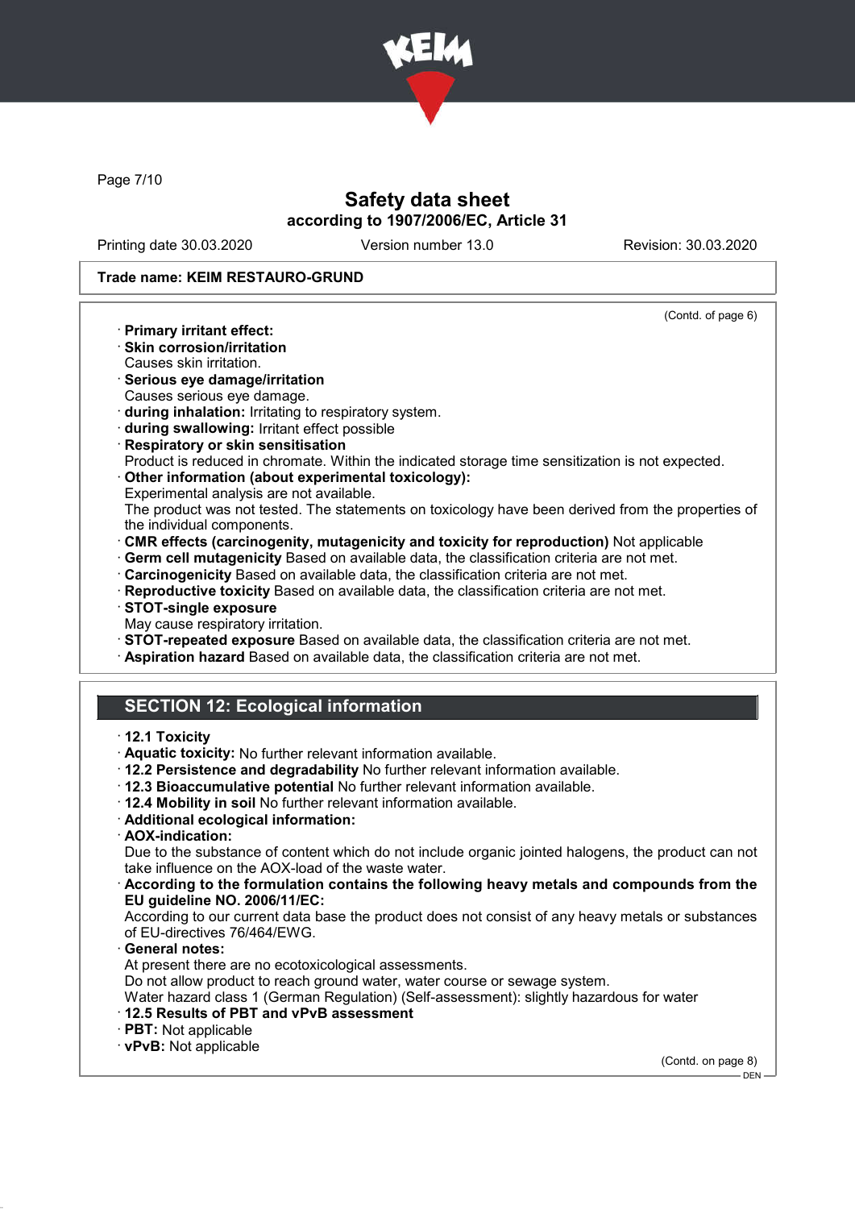Trade name: KEIM RESTAURO-GRUND

(Contd. of page 6)

· **Primary irritant effect:**
· **Skin corrosion/irritation**
Causes skin irritation.
· **Serious eye damage/irritation**
Causes serious eye damage.
· **during inhalation:** Irritating to respiratory system.
· **during swallowing:** Irritant effect possible
· **Respiratory or skin sensitisation**
Product is reduced in chromate. Within the indicated storage time sensitization is not expected.
· **Other information (about experimental toxicology):**
Experimental analysis are not available.
The product was not tested. The statements on toxicology have been derived from the properties of the individual components.
· **CMR effects (carcinogenity, mutagenicity and toxicity for reproduction)** Not applicable
· **Germ cell mutagenicity** Based on available data, the classification criteria are not met.
· **Carcinogenicity** Based on available data, the classification criteria are not met.
· **Reproductive toxicity** Based on available data, the classification criteria are not met.
· **STOT-single exposure**
May cause respiratory irritation.
· **STOT-repeated exposure** Based on available data, the classification criteria are not met.
· **Aspiration hazard** Based on available data, the classification criteria are not met.

## SECTION 12: Ecological information

· **12.1 Toxicity**
· **Aquatic toxicity:** No further relevant information available.
· **12.2 Persistence and degradability** No further relevant information available.
· **12.3 Bioaccumulative potential** No further relevant information available.
· **12.4 Mobility in soil** No further relevant information available.
· **Additional ecological information:**
· **AOX-indication:**
Due to the substance of content which do not include organic jointed halogens, the product can not take influence on the AOX-load of the waste water.
· **According to the formulation contains the following heavy metals and compounds from the EU guideline NO. 2006/11/EC:**
According to our current data base the product does not consist of any heavy metals or substances of EU-directives 76/464/EWG.
· **General notes:**
At present there are no ecotoxicological assessments.
Do not allow product to reach ground water, water course or sewage system.
Water hazard class 1 (German Regulation) (Self-assessment): slightly hazardous for water
· **12.5 Results of PBT and vPvB assessment**
· **PBT:** Not applicable
· **vPvB:** Not applicable

(Contd. on page 8)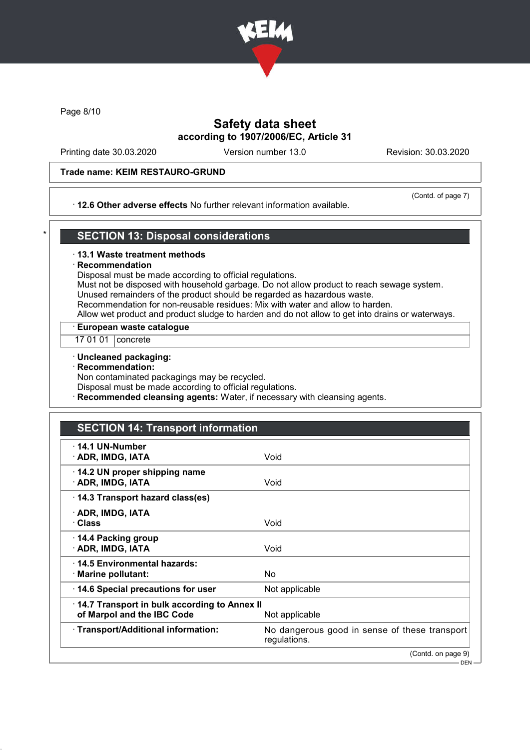# Safety data sheet
according to 1907/2006/EC, Article 31

Printing date 30.03.2020 | Version number 13.0 | Revision: 30.03.2020

**Trade name: KEIM RESTAURO-GRUND**

(Contd. of page 7)

· **12.6 Other adverse effects** No further relevant information available.

## SECTION 13: Disposal considerations

· **13.1 Waste treatment methods**

· **Recommendation**

Disposal must be made according to official regulations.
Must not be disposed with household garbage. Do not allow product to reach sewage system.
Unused remainders of the product should be regarded as hazardous waste.
Recommendation for non-reusable residues: Mix with water and allow to harden.
Allow wet product and product sludge to harden and do not allow to get into drains or waterways.

· **European waste catalogue**

| | |
|---|---|
| 17 01 01 | concrete |

· **Uncleaned packaging:**

· **Recommendation:**

Non contaminated packagings may be recycled.
Disposal must be made according to official regulations.

· **Recommended cleansing agents:** Water, if necessary with cleansing agents.

## SECTION 14: Transport information

| | |
|---|---|
| · **14.1 UN-Number**<br>· **ADR, IMDG, IATA** | Void |
| · **14.2 UN proper shipping name**<br>· **ADR, IMDG, IATA** | Void |
| · **14.3 Transport hazard class(es)**<br>· **ADR, IMDG, IATA**<br>· **Class** | Void |
| · **14.4 Packing group**<br>· **ADR, IMDG, IATA** | Void |
| · **14.5 Environmental hazards:**<br>· **Marine pollutant:** | No |
| · **14.6 Special precautions for user** | Not applicable |
| · **14.7 Transport in bulk according to Annex II of Marpol and the IBC Code** | Not applicable |
| · **Transport/Additional information:** | No dangerous good in sense of these transport regulations. |

(Contd. on page 9)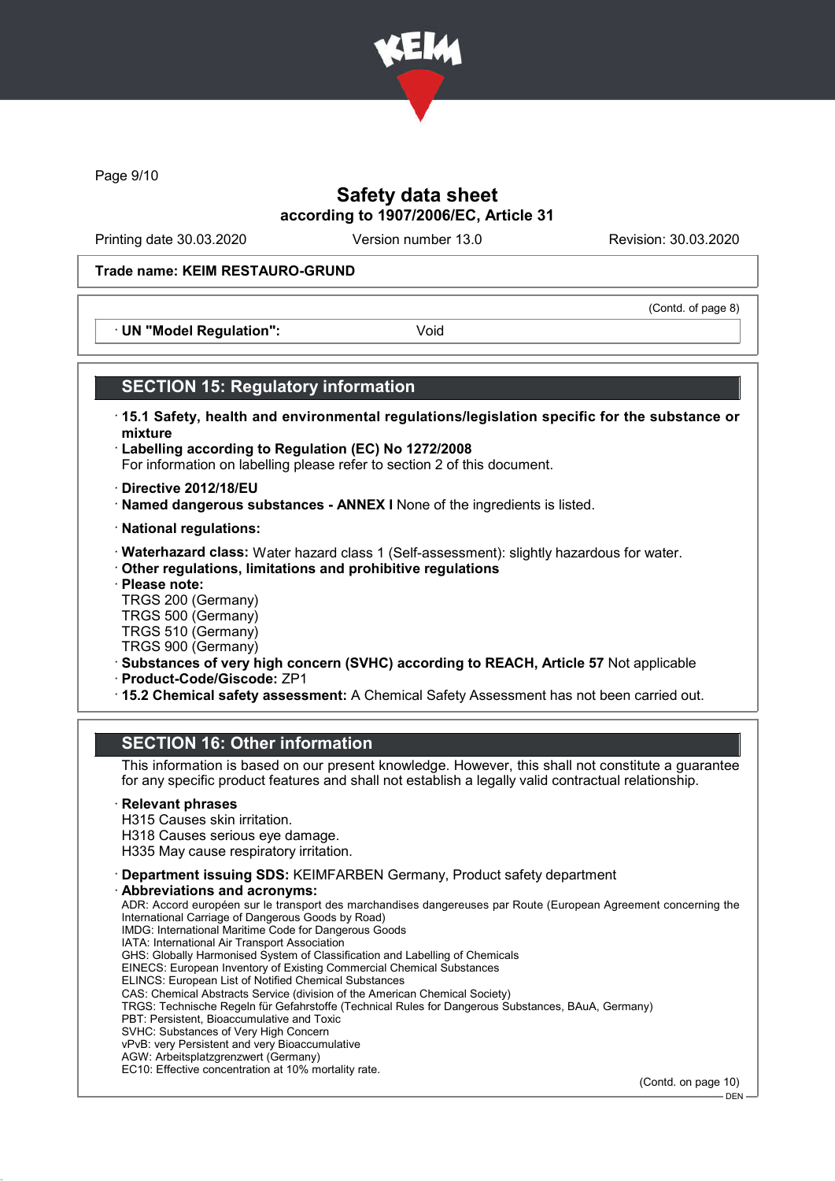Trade name: KEIM RESTAURO-GRUND

(Contd. of page 8)

· UN "Model Regulation": Void

## SECTION 15: Regulatory information

· **15.1 Safety, health and environmental regulations/legislation specific for the substance or mixture**
· **Labelling according to Regulation (EC) No 1272/2008**
For information on labelling please refer to section 2 of this document.

· **Directive 2012/18/EU**
· **Named dangerous substances - ANNEX I** None of the ingredients is listed.

· **National regulations:**

· **Waterhazard class:** Water hazard class 1 (Self-assessment): slightly hazardous for water.
· **Other regulations, limitations and prohibitive regulations**
· **Please note:**
TRGS 200 (Germany)
TRGS 500 (Germany)
TRGS 510 (Germany)
TRGS 900 (Germany)
· **Substances of very high concern (SVHC) according to REACH, Article 57** Not applicable
· **Product-Code/Giscode:** ZP1
· **15.2 Chemical safety assessment:** A Chemical Safety Assessment has not been carried out.

## SECTION 16: Other information

This information is based on our present knowledge. However, this shall not constitute a guarantee for any specific product features and shall not establish a legally valid contractual relationship.

· **Relevant phrases**
H315 Causes skin irritation.
H318 Causes serious eye damage.
H335 May cause respiratory irritation.

· **Department issuing SDS:** KEIMFARBEN Germany, Product safety department
· **Abbreviations and acronyms:**
ADR: Accord européen sur le transport des marchandises dangereuses par Route (European Agreement concerning the International Carriage of Dangerous Goods by Road)
IMDG: International Maritime Code for Dangerous Goods
IATA: International Air Transport Association
GHS: Globally Harmonised System of Classification and Labelling of Chemicals
EINECS: European Inventory of Existing Commercial Chemical Substances
ELINCS: European List of Notified Chemical Substances
CAS: Chemical Abstracts Service (division of the American Chemical Society)
TRGS: Technische Regeln für Gefahrstoffe (Technical Rules for Dangerous Substances, BAuA, Germany)
PBT: Persistent, Bioaccumulative and Toxic
SVHC: Substances of Very High Concern
vPvB: very Persistent and very Bioaccumulative
AGW: Arbeitsplatzgrenzwert (Germany)
EC10: Effective concentration at 10% mortality rate.

(Contd. on page 10)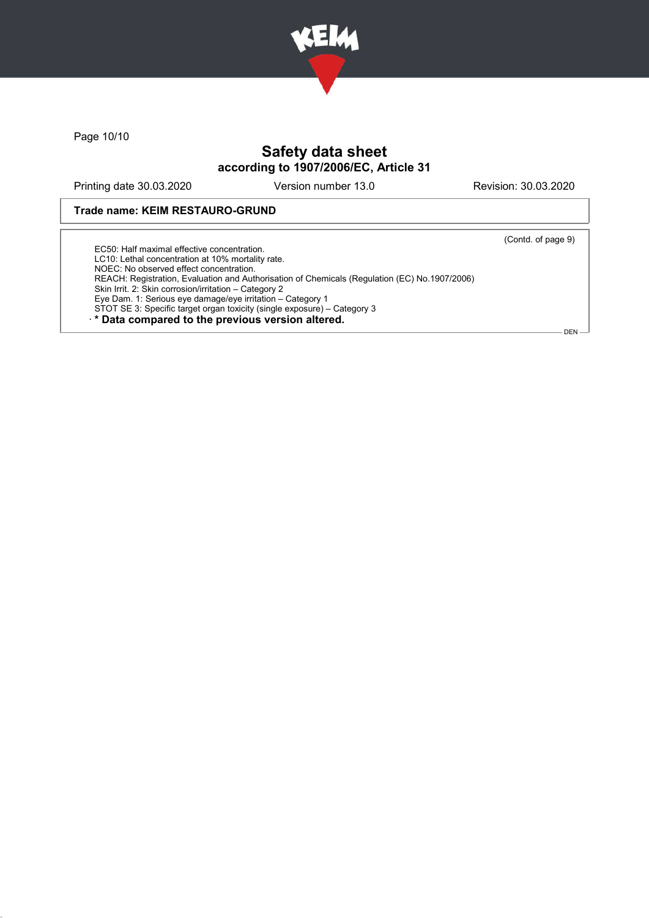(Contd. of page 9)

EC50: Half maximal effective concentration.
LC10: Lethal concentration at 10% mortality rate.
NOEC: No observed effect concentration.
REACH: Registration, Evaluation and Authorisation of Chemicals (Regulation (EC) No.1907/2006)
Skin Irrit. 2: Skin corrosion/irritation – Category 2
Eye Dam. 1: Serious eye damage/eye irritation – Category 1
STOT SE 3: Specific target organ toxicity (single exposure) – Category 3

· **\* Data compared to the previous version altered.**